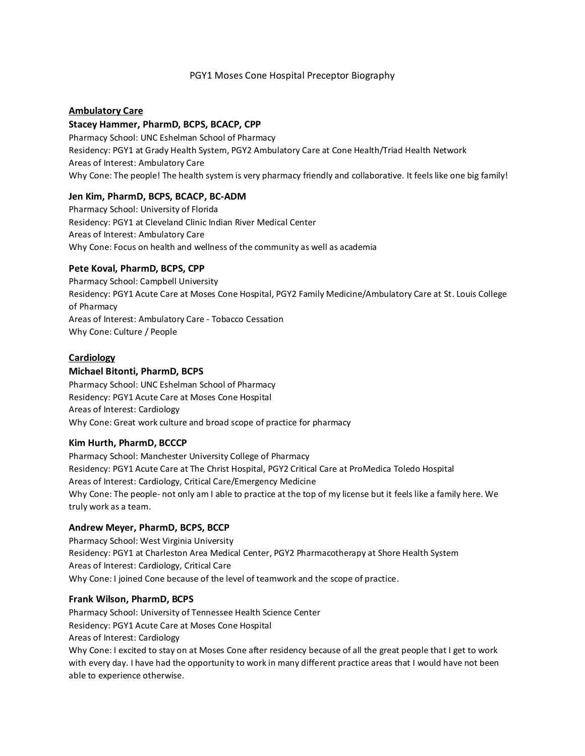# PGY1 Moses Cone Hospital Preceptor Biography

## Ambulatory Care

### Stacey Hammer, PharmD, BCPS, BCACP, CPP

Pharmacy School: UNC Eshelman School of Pharmacy
Residency: PGY1 at Grady Health System, PGY2 Ambulatory Care at Cone Health/Triad Health Network
Areas of Interest: Ambulatory Care
Why Cone: The people! The health system is very pharmacy friendly and collaborative. It feels like one big family!

### Jen Kim, PharmD, BCPS, BCACP, BC-ADM

Pharmacy School: University of Florida
Residency: PGY1 at Cleveland Clinic Indian River Medical Center
Areas of Interest: Ambulatory Care
Why Cone: Focus on health and wellness of the community as well as academia

### Pete Koval, PharmD, BCPS, CPP

Pharmacy School: Campbell University
Residency: PGY1 Acute Care at Moses Cone Hospital, PGY2 Family Medicine/Ambulatory Care at St. Louis College of Pharmacy
Areas of Interest: Ambulatory Care - Tobacco Cessation
Why Cone: Culture / People

## Cardiology

### Michael Bitonti, PharmD, BCPS

Pharmacy School: UNC Eshelman School of Pharmacy
Residency: PGY1 Acute Care at Moses Cone Hospital
Areas of Interest: Cardiology
Why Cone: Great work culture and broad scope of practice for pharmacy

### Kim Hurth, PharmD, BCCCP

Pharmacy School: Manchester University College of Pharmacy
Residency: PGY1 Acute Care at The Christ Hospital, PGY2 Critical Care at ProMedica Toledo Hospital
Areas of Interest: Cardiology, Critical Care/Emergency Medicine
Why Cone: The people- not only am I able to practice at the top of my license but it feels like a family here. We truly work as a team.

### Andrew Meyer, PharmD, BCPS, BCCP

Pharmacy School: West Virginia University
Residency: PGY1 at Charleston Area Medical Center, PGY2 Pharmacotherapy at Shore Health System
Areas of Interest: Cardiology, Critical Care
Why Cone: I joined Cone because of the level of teamwork and the scope of practice.

### Frank Wilson, PharmD, BCPS

Pharmacy School: University of Tennessee Health Science Center
Residency: PGY1 Acute Care at Moses Cone Hospital
Areas of Interest: Cardiology
Why Cone: I excited to stay on at Moses Cone after residency because of all the great people that I get to work with every day. I have had the opportunity to work in many different practice areas that I would have not been able to experience otherwise.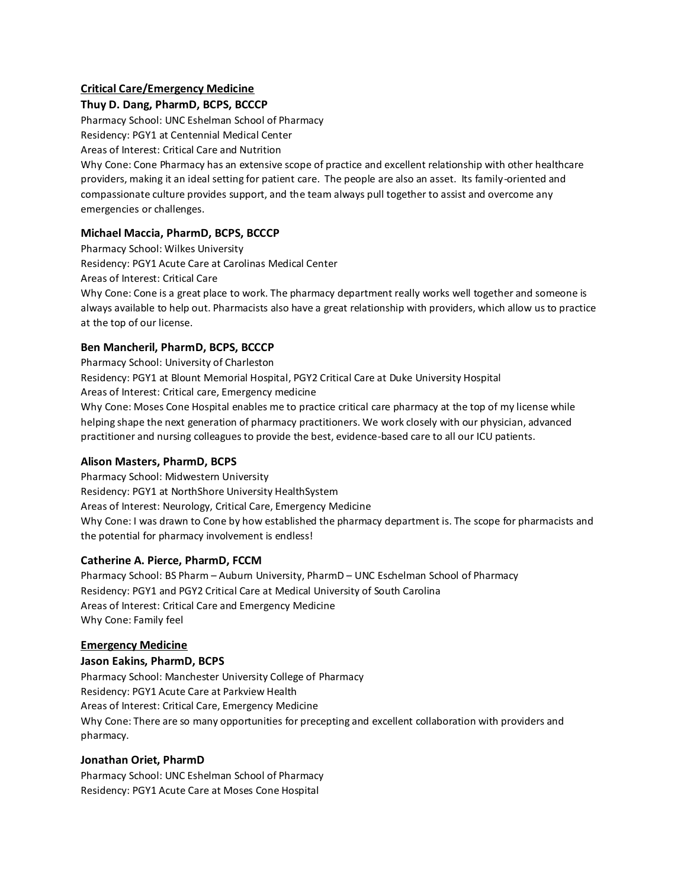## Critical Care/Emergency Medicine

### Thuy D. Dang, PharmD, BCPS, BCCCP

Pharmacy School: UNC Eshelman School of Pharmacy
Residency: PGY1 at Centennial Medical Center
Areas of Interest: Critical Care and Nutrition
Why Cone: Cone Pharmacy has an extensive scope of practice and excellent relationship with other healthcare providers, making it an ideal setting for patient care. The people are also an asset. Its family-oriented and compassionate culture provides support, and the team always pull together to assist and overcome any emergencies or challenges.

### Michael Maccia, PharmD, BCPS, BCCCP

Pharmacy School: Wilkes University
Residency: PGY1 Acute Care at Carolinas Medical Center
Areas of Interest: Critical Care
Why Cone: Cone is a great place to work. The pharmacy department really works well together and someone is always available to help out. Pharmacists also have a great relationship with providers, which allow us to practice at the top of our license.

### Ben Mancheril, PharmD, BCPS, BCCCP

Pharmacy School: University of Charleston
Residency: PGY1 at Blount Memorial Hospital, PGY2 Critical Care at Duke University Hospital
Areas of Interest: Critical care, Emergency medicine
Why Cone: Moses Cone Hospital enables me to practice critical care pharmacy at the top of my license while helping shape the next generation of pharmacy practitioners. We work closely with our physician, advanced practitioner and nursing colleagues to provide the best, evidence-based care to all our ICU patients.

### Alison Masters, PharmD, BCPS

Pharmacy School: Midwestern University
Residency: PGY1 at NorthShore University HealthSystem
Areas of Interest: Neurology, Critical Care, Emergency Medicine
Why Cone: I was drawn to Cone by how established the pharmacy department is. The scope for pharmacists and the potential for pharmacy involvement is endless!

### Catherine A. Pierce, PharmD, FCCM

Pharmacy School: BS Pharm – Auburn University, PharmD – UNC Eschelman School of Pharmacy
Residency: PGY1 and PGY2 Critical Care at Medical University of South Carolina
Areas of Interest: Critical Care and Emergency Medicine
Why Cone: Family feel

## Emergency Medicine

### Jason Eakins, PharmD, BCPS

Pharmacy School: Manchester University College of Pharmacy
Residency: PGY1 Acute Care at Parkview Health
Areas of Interest: Critical Care, Emergency Medicine
Why Cone: There are so many opportunities for precepting and excellent collaboration with providers and pharmacy.

### Jonathan Oriet, PharmD

Pharmacy School: UNC Eshelman School of Pharmacy
Residency: PGY1 Acute Care at Moses Cone Hospital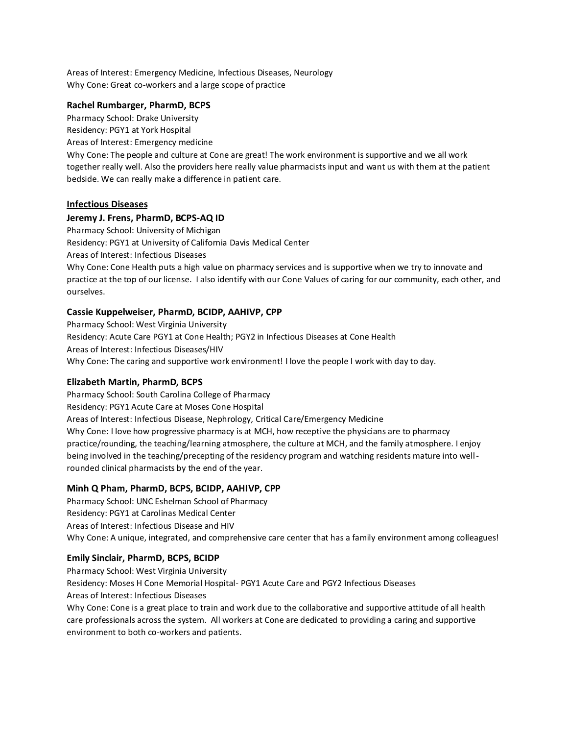Areas of Interest: Emergency Medicine, Infectious Diseases, Neurology
Why Cone: Great co-workers and a large scope of practice

**Rachel Rumbarger, PharmD, BCPS**
Pharmacy School: Drake University
Residency: PGY1 at York Hospital
Areas of Interest: Emergency medicine
Why Cone: The people and culture at Cone are great! The work environment is supportive and we all work together really well. Also the providers here really value pharmacists input and want us with them at the patient bedside. We can really make a difference in patient care.

**<u>Infectious Diseases</u>**

**Jeremy J. Frens, PharmD, BCPS-AQ ID**
Pharmacy School: University of Michigan
Residency: PGY1 at University of California Davis Medical Center
Areas of Interest: Infectious Diseases
Why Cone: Cone Health puts a high value on pharmacy services and is supportive when we try to innovate and practice at the top of our license. I also identify with our Cone Values of caring for our community, each other, and ourselves.

**Cassie Kuppelweiser, PharmD, BCIDP, AAHIVP, CPP**
Pharmacy School: West Virginia University
Residency: Acute Care PGY1 at Cone Health; PGY2 in Infectious Diseases at Cone Health
Areas of Interest: Infectious Diseases/HIV
Why Cone: The caring and supportive work environment! I love the people I work with day to day.

**Elizabeth Martin, PharmD, BCPS**
Pharmacy School: South Carolina College of Pharmacy
Residency: PGY1 Acute Care at Moses Cone Hospital
Areas of Interest: Infectious Disease, Nephrology, Critical Care/Emergency Medicine
Why Cone: I love how progressive pharmacy is at MCH, how receptive the physicians are to pharmacy practice/rounding, the teaching/learning atmosphere, the culture at MCH, and the family atmosphere. I enjoy being involved in the teaching/precepting of the residency program and watching residents mature into well-rounded clinical pharmacists by the end of the year.

**Minh Q Pham, PharmD, BCPS, BCIDP, AAHIVP, CPP**
Pharmacy School: UNC Eshelman School of Pharmacy
Residency: PGY1 at Carolinas Medical Center
Areas of Interest: Infectious Disease and HIV
Why Cone: A unique, integrated, and comprehensive care center that has a family environment among colleagues!

**Emily Sinclair, PharmD, BCPS, BCIDP**
Pharmacy School: West Virginia University
Residency: Moses H Cone Memorial Hospital- PGY1 Acute Care and PGY2 Infectious Diseases
Areas of Interest: Infectious Diseases
Why Cone: Cone is a great place to train and work due to the collaborative and supportive attitude of all health care professionals across the system. All workers at Cone are dedicated to providing a caring and supportive environment to both co-workers and patients.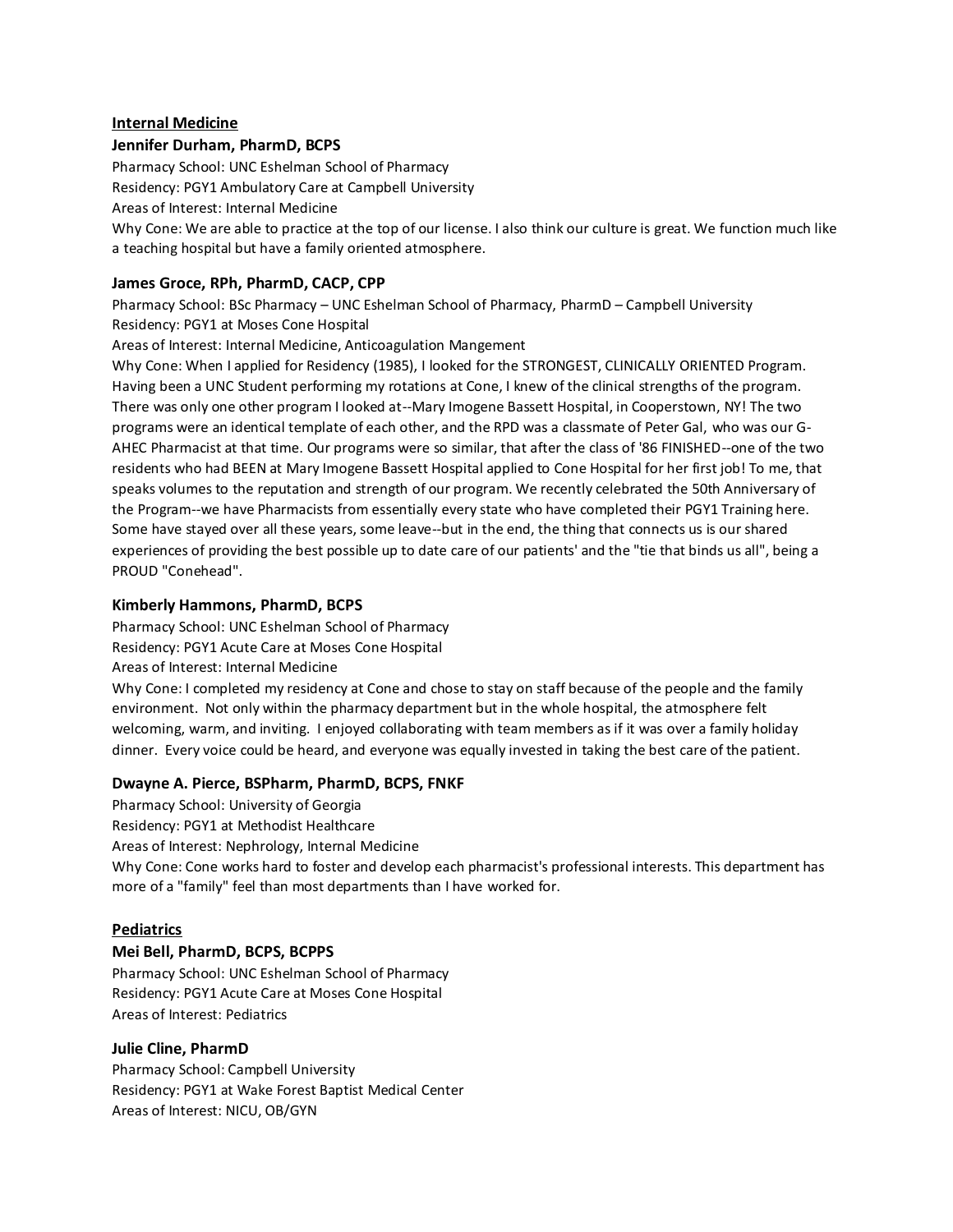## Internal Medicine

### Jennifer Durham, PharmD, BCPS

Pharmacy School: UNC Eshelman School of Pharmacy
Residency: PGY1 Ambulatory Care at Campbell University
Areas of Interest: Internal Medicine
Why Cone: We are able to practice at the top of our license. I also think our culture is great. We function much like a teaching hospital but have a family oriented atmosphere.

### James Groce, RPh, PharmD, CACP, CPP

Pharmacy School: BSc Pharmacy – UNC Eshelman School of Pharmacy, PharmD – Campbell University
Residency: PGY1 at Moses Cone Hospital
Areas of Interest: Internal Medicine, Anticoagulation Mangement
Why Cone: When I applied for Residency (1985), I looked for the STRONGEST, CLINICALLY ORIENTED Program. Having been a UNC Student performing my rotations at Cone, I knew of the clinical strengths of the program. There was only one other program I looked at--Mary Imogene Bassett Hospital, in Cooperstown, NY! The two programs were an identical template of each other, and the RPD was a classmate of Peter Gal, who was our G-AHEC Pharmacist at that time. Our programs were so similar, that after the class of '86 FINISHED--one of the two residents who had BEEN at Mary Imogene Bassett Hospital applied to Cone Hospital for her first job! To me, that speaks volumes to the reputation and strength of our program. We recently celebrated the 50th Anniversary of the Program--we have Pharmacists from essentially every state who have completed their PGY1 Training here. Some have stayed over all these years, some leave--but in the end, the thing that connects us is our shared experiences of providing the best possible up to date care of our patients' and the "tie that binds us all", being a PROUD "Conehead".

### Kimberly Hammons, PharmD, BCPS

Pharmacy School: UNC Eshelman School of Pharmacy
Residency: PGY1 Acute Care at Moses Cone Hospital
Areas of Interest: Internal Medicine
Why Cone: I completed my residency at Cone and chose to stay on staff because of the people and the family environment. Not only within the pharmacy department but in the whole hospital, the atmosphere felt welcoming, warm, and inviting. I enjoyed collaborating with team members as if it was over a family holiday dinner. Every voice could be heard, and everyone was equally invested in taking the best care of the patient.

### Dwayne A. Pierce, BSPharm, PharmD, BCPS, FNKF

Pharmacy School: University of Georgia
Residency: PGY1 at Methodist Healthcare
Areas of Interest: Nephrology, Internal Medicine
Why Cone: Cone works hard to foster and develop each pharmacist's professional interests. This department has more of a "family" feel than most departments than I have worked for.

## Pediatrics

### Mei Bell, PharmD, BCPS, BCPPS

Pharmacy School: UNC Eshelman School of Pharmacy
Residency: PGY1 Acute Care at Moses Cone Hospital
Areas of Interest: Pediatrics

### Julie Cline, PharmD

Pharmacy School: Campbell University
Residency: PGY1 at Wake Forest Baptist Medical Center
Areas of Interest: NICU, OB/GYN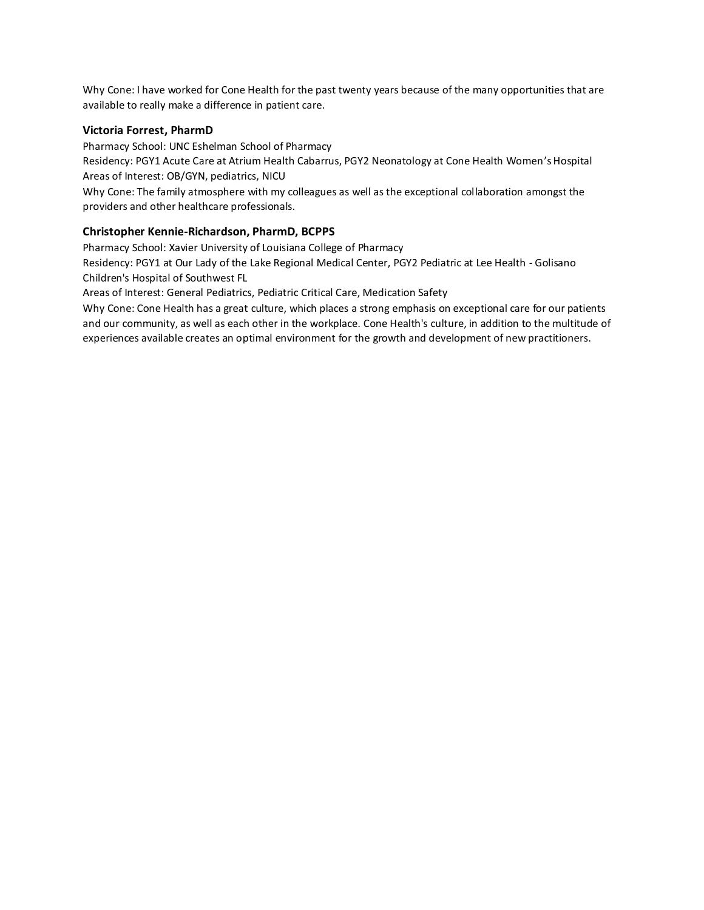Why Cone: I have worked for Cone Health for the past twenty years because of the many opportunities that are available to really make a difference in patient care.

**Victoria Forrest, PharmD**

Pharmacy School: UNC Eshelman School of Pharmacy
Residency: PGY1 Acute Care at Atrium Health Cabarrus, PGY2 Neonatology at Cone Health Women's Hospital
Areas of Interest: OB/GYN, pediatrics, NICU
Why Cone: The family atmosphere with my colleagues as well as the exceptional collaboration amongst the providers and other healthcare professionals.

**Christopher Kennie-Richardson, PharmD, BCPPS**

Pharmacy School: Xavier University of Louisiana College of Pharmacy
Residency: PGY1 at Our Lady of the Lake Regional Medical Center, PGY2 Pediatric at Lee Health - Golisano Children's Hospital of Southwest FL
Areas of Interest: General Pediatrics, Pediatric Critical Care, Medication Safety
Why Cone: Cone Health has a great culture, which places a strong emphasis on exceptional care for our patients and our community, as well as each other in the workplace. Cone Health's culture, in addition to the multitude of experiences available creates an optimal environment for the growth and development of new practitioners.